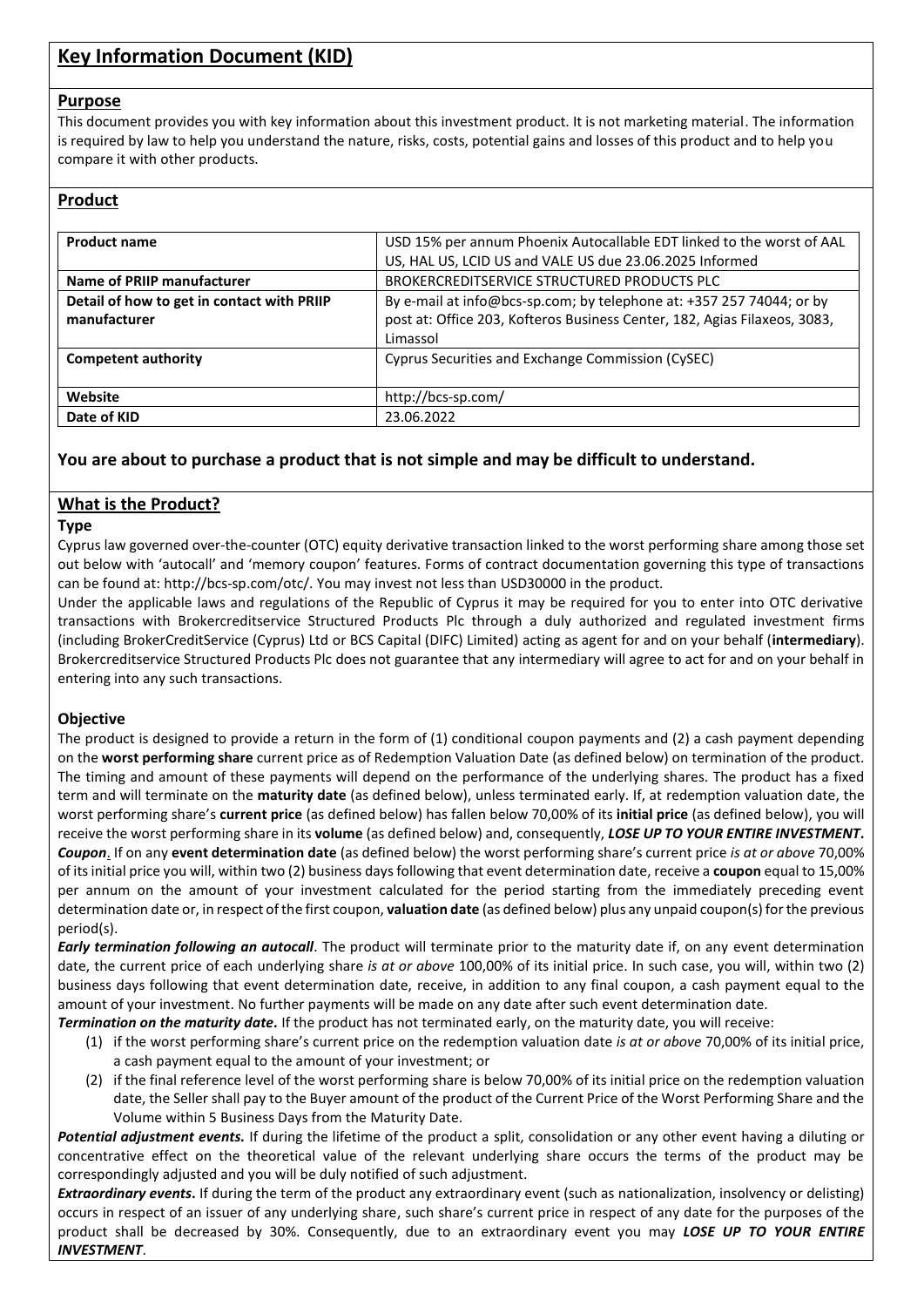# Key Information Document (KID)

## Purpose

This document provides you with key information about this investment product. It is not marketing material. The information is required by law to help you understand the nature, risks, costs, potential gains and losses of this product and to help you compare it with other products.

## Product

| **Product name** | USD 15% per annum Phoenix Autocallable EDT linked to the worst of AAL US, HAL US, LCID US and VALE US due 23.06.2025 Informed |
|---|---|
| **Name of PRIIP manufacturer** | BROKERCREDITSERVICE STRUCTURED PRODUCTS PLC |
| **Detail of how to get in contact with PRIIP manufacturer** | By e-mail at info@bcs-sp.com; by telephone at: +357 257 74044; or by post at: Office 203, Kofteros Business Center, 182, Agias Filaxeos, 3083, Limassol |
| **Competent authority** | Cyprus Securities and Exchange Commission (CySEC) |
| **Website** | http://bcs-sp.com/ |
| **Date of KID** | 23.06.2022 |

### You are about to purchase a product that is not simple and may be difficult to understand.

## What is the Product?

**Type**

Cyprus law governed over-the-counter (OTC) equity derivative transaction linked to the worst performing share among those set out below with 'autocall' and 'memory coupon' features. Forms of contract documentation governing this type of transactions can be found at: http://bcs-sp.com/otc/. You may invest not less than USD30000 in the product.

Under the applicable laws and regulations of the Republic of Cyprus it may be required for you to enter into OTC derivative transactions with Brokercreditservice Structured Products Plc through a duly authorized and regulated investment firms (including BrokerCreditService (Cyprus) Ltd or BCS Capital (DIFC) Limited) acting as agent for and on your behalf (**intermediary**). Brokercreditservice Structured Products Plc does not guarantee that any intermediary will agree to act for and on your behalf in entering into any such transactions.

**Objective**

The product is designed to provide a return in the form of (1) conditional coupon payments and (2) a cash payment depending on the **worst performing share** current price as of Redemption Valuation Date (as defined below) on termination of the product. The timing and amount of these payments will depend on the performance of the underlying shares. The product has a fixed term and will terminate on the **maturity date** (as defined below), unless terminated early. If, at redemption valuation date, the worst performing share's **current price** (as defined below) has fallen below 70,00% of its **initial price** (as defined below), you will receive the worst performing share in its **volume** (as defined below) and, consequently, ***LOSE UP TO YOUR ENTIRE INVESTMENT***.

***Coupon***. If on any **event determination date** (as defined below) the worst performing share's current price *is at or above* 70,00% of its initial price you will, within two (2) business days following that event determination date, receive a **coupon** equal to 15,00% per annum on the amount of your investment calculated for the period starting from the immediately preceding event determination date or, in respect of the first coupon, **valuation date** (as defined below) plus any unpaid coupon(s) for the previous period(s).

***Early termination following an autocall***. The product will terminate prior to the maturity date if, on any event determination date, the current price of each underlying share *is at or above* 100,00% of its initial price. In such case, you will, within two (2) business days following that event determination date, receive, in addition to any final coupon, a cash payment equal to the amount of your investment. No further payments will be made on any date after such event determination date.

***Termination on the maturity date.*** If the product has not terminated early, on the maturity date, you will receive:

1. if the worst performing share's current price on the redemption valuation date *is at or above* 70,00% of its initial price, a cash payment equal to the amount of your investment; or
2. if the final reference level of the worst performing share is below 70,00% of its initial price on the redemption valuation date, the Seller shall pay to the Buyer amount of the product of the Current Price of the Worst Performing Share and the Volume within 5 Business Days from the Maturity Date.

***Potential adjustment events.*** If during the lifetime of the product a split, consolidation or any other event having a diluting or concentrative effect on the theoretical value of the relevant underlying share occurs the terms of the product may be correspondingly adjusted and you will be duly notified of such adjustment.

***Extraordinary events***. If during the term of the product any extraordinary event (such as nationalization, insolvency or delisting) occurs in respect of an issuer of any underlying share, such share's current price in respect of any date for the purposes of the product shall be decreased by 30%. Consequently, due to an extraordinary event you may ***LOSE UP TO YOUR ENTIRE INVESTMENT***.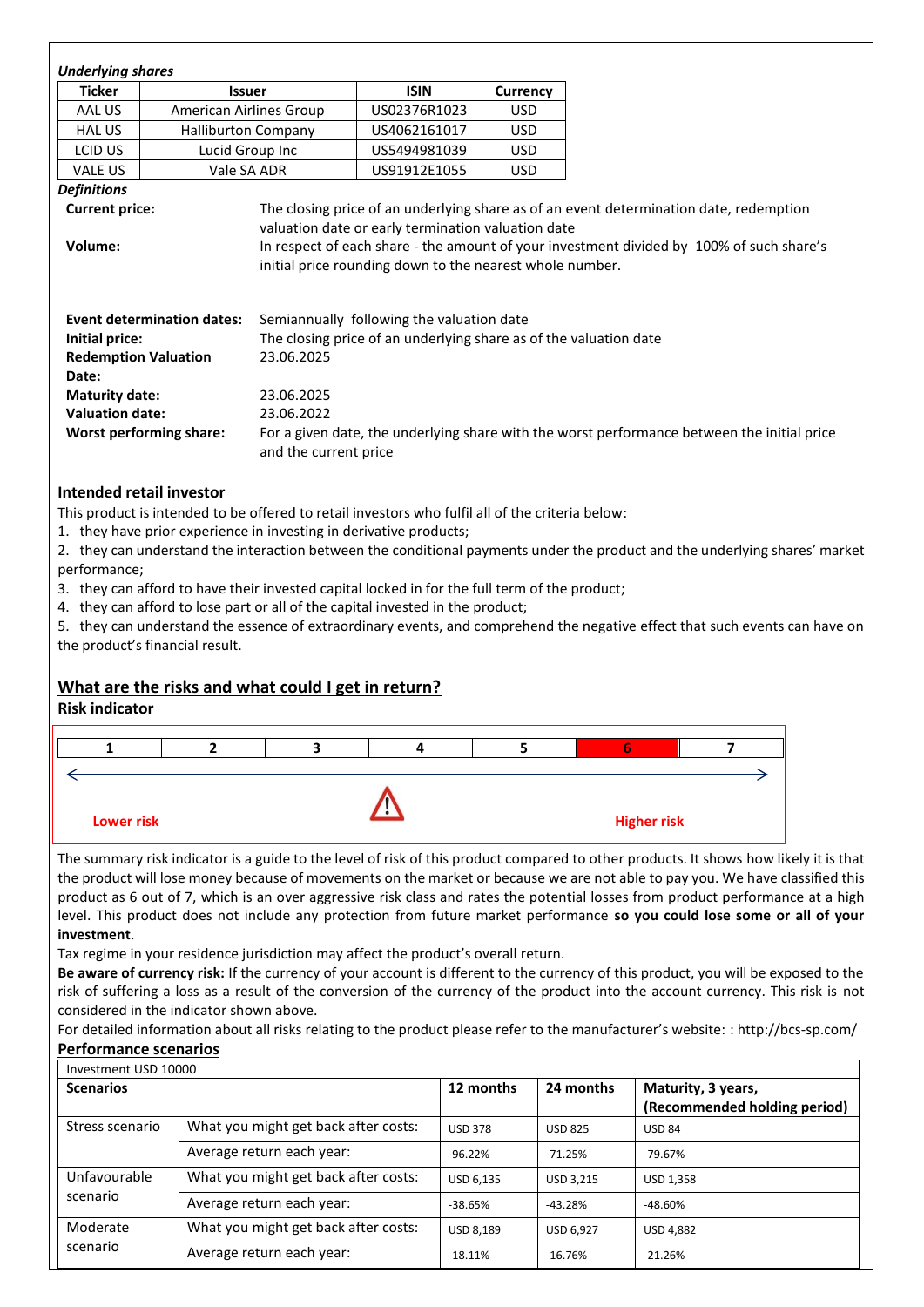*Underlying shares*

| Ticker | Issuer | ISIN | Currency |
|---|---|---|---|
| AAL US | American Airlines Group | US02376R1023 | USD |
| HAL US | Halliburton Company | US4062161017 | USD |
| LCID US | Lucid Group Inc | US5494981039 | USD |
| VALE US | Vale SA ADR | US91912E1055 | USD |

*Definitions*

| | |
|---|---|
| **Current price:** | The closing price of an underlying share as of an event determination date, redemption valuation date or early termination valuation date |
| **Volume:** | In respect of each share - the amount of your investment divided by 100% of such share's initial price rounding down to the nearest whole number. |
| **Event determination dates:** | Semiannually following the valuation date |
| **Initial price:** | The closing price of an underlying share as of the valuation date |
| **Redemption Valuation Date:** | 23.06.2025 |
| **Maturity date:** | 23.06.2025 |
| **Valuation date:** | 23.06.2022 |
| **Worst performing share:** | For a given date, the underlying share with the worst performance between the initial price and the current price |

### Intended retail investor

This product is intended to be offered to retail investors who fulfil all of the criteria below:

1. they have prior experience in investing in derivative products;
2. they can understand the interaction between the conditional payments under the product and the underlying shares' market performance;
3. they can afford to have their invested capital locked in for the full term of the product;
4. they can afford to lose part or all of the capital invested in the product;
5. they can understand the essence of extraordinary events, and comprehend the negative effect that such events can have on the product's financial result.

## What are the risks and what could I get in return?

### Risk indicator

| 1 | 2 | 3 | 4 | 5 | **6** | 7 |
|---|---|---|---|---|---|---|

Lower risk ← → Higher risk

The summary risk indicator is a guide to the level of risk of this product compared to other products. It shows how likely it is that the product will lose money because of movements on the market or because we are not able to pay you. We have classified this product as 6 out of 7, which is an over aggressive risk class and rates the potential losses from product performance at a high level. This product does not include any protection from future market performance **so you could lose some or all of your investment**.

Tax regime in your residence jurisdiction may affect the product's overall return.

**Be aware of currency risk:** If the currency of your account is different to the currency of this product, you will be exposed to the risk of suffering a loss as a result of the conversion of the currency of the product into the account currency. This risk is not considered in the indicator shown above.

For detailed information about all risks relating to the product please refer to the manufacturer's website: : http://bcs-sp.com/

### Performance scenarios

| Investment USD 10000 | | | | |
|---|---|---|---|---|
| **Scenarios** | | **12 months** | **24 months** | **Maturity, 3 years, (Recommended holding period)** |
| Stress scenario | What you might get back after costs: | USD 378 | USD 825 | USD 84 |
| | Average return each year: | -96.22% | -71.25% | -79.67% |
| Unfavourable scenario | What you might get back after costs: | USD 6,135 | USD 3,215 | USD 1,358 |
| | Average return each year: | -38.65% | -43.28% | -48.60% |
| Moderate scenario | What you might get back after costs: | USD 8,189 | USD 6,927 | USD 4,882 |
| | Average return each year: | -18.11% | -16.76% | -21.26% |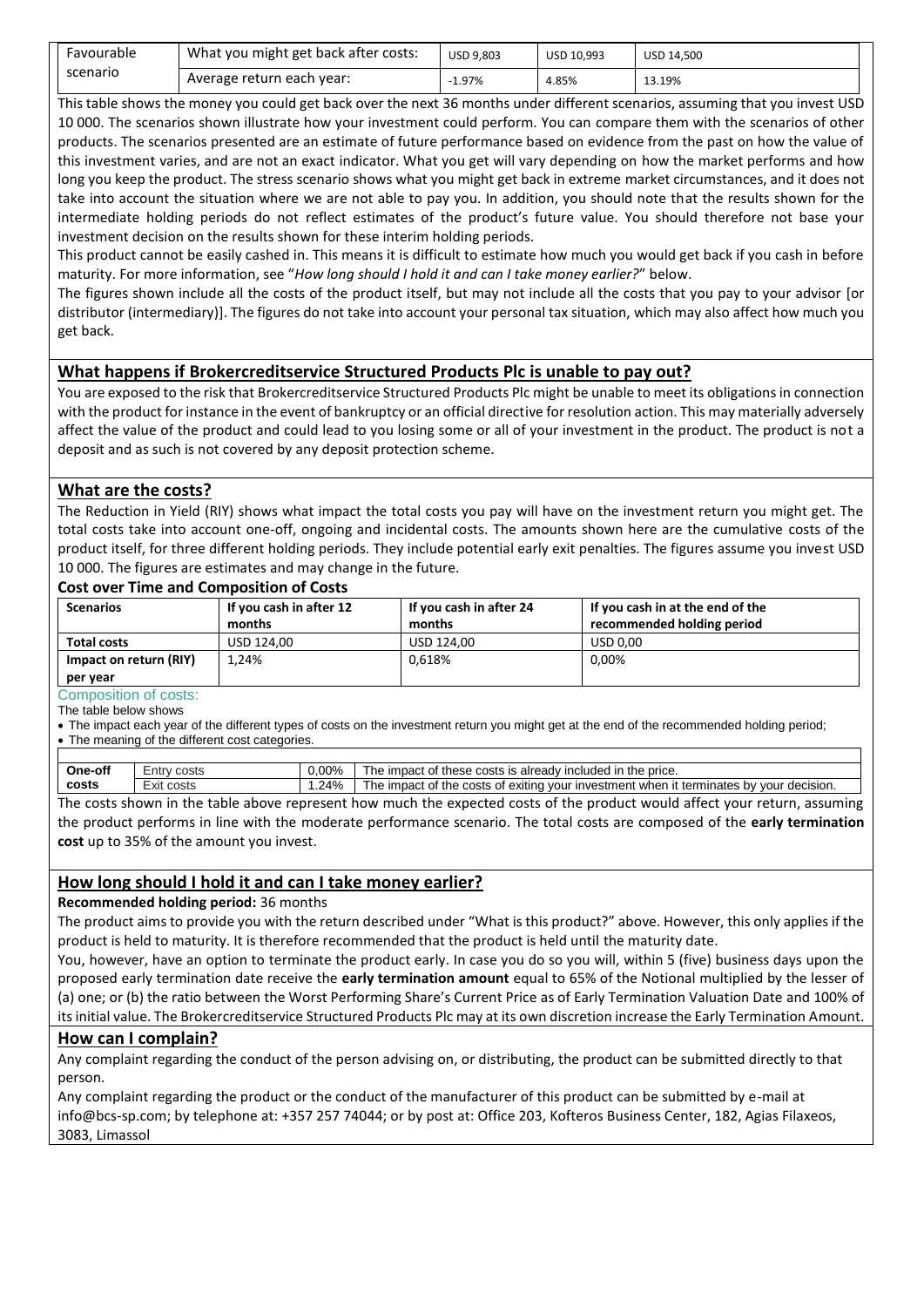| | | | | |
|---|---|---|---|---|
| Favourable scenario | What you might get back after costs: | USD 9,803 | USD 10,993 | USD 14,500 |
| | Average return each year: | -1.97% | 4.85% | 13.19% |

This table shows the money you could get back over the next 36 months under different scenarios, assuming that you invest USD 10 000. The scenarios shown illustrate how your investment could perform. You can compare them with the scenarios of other products. The scenarios presented are an estimate of future performance based on evidence from the past on how the value of this investment varies, and are not an exact indicator. What you get will vary depending on how the market performs and how long you keep the product. The stress scenario shows what you might get back in extreme market circumstances, and it does not take into account the situation where we are not able to pay you. In addition, you should note that the results shown for the intermediate holding periods do not reflect estimates of the product's future value. You should therefore not base your investment decision on the results shown for these interim holding periods.

This product cannot be easily cashed in. This means it is difficult to estimate how much you would get back if you cash in before maturity. For more information, see "*How long should I hold it and can I take money earlier?*" below.

The figures shown include all the costs of the product itself, but may not include all the costs that you pay to your advisor [or distributor (intermediary)]. The figures do not take into account your personal tax situation, which may also affect how much you get back.

## What happens if Brokercreditservice Structured Products Plc is unable to pay out?

You are exposed to the risk that Brokercreditservice Structured Products Plc might be unable to meet its obligations in connection with the product for instance in the event of bankruptcy or an official directive for resolution action. This may materially adversely affect the value of the product and could lead to you losing some or all of your investment in the product. The product is not a deposit and as such is not covered by any deposit protection scheme.

## What are the costs?

The Reduction in Yield (RIY) shows what impact the total costs you pay will have on the investment return you might get. The total costs take into account one-off, ongoing and incidental costs. The amounts shown here are the cumulative costs of the product itself, for three different holding periods. They include potential early exit penalties. The figures assume you invest USD 10 000. The figures are estimates and may change in the future.

### Cost over Time and Composition of Costs

| Scenarios | If you cash in after 12 months | If you cash in after 24 months | If you cash in at the end of the recommended holding period |
|---|---|---|---|
| Total costs | USD 124,00 | USD 124,00 | USD 0,00 |
| Impact on return (RIY) per year | 1,24% | 0,618% | 0,00% |

Composition of costs:

The table below shows

- The impact each year of the different types of costs on the investment return you might get at the end of the recommended holding period;
- The meaning of the different cost categories.

| | | | |
|---|---|---|---|
| One-off costs | Entry costs | 0,00% | The impact of these costs is already included in the price. |
| | Exit costs | 1.24% | The impact of the costs of exiting your investment when it terminates by your decision. |

The costs shown in the table above represent how much the expected costs of the product would affect your return, assuming the product performs in line with the moderate performance scenario. The total costs are composed of the **early termination cost** up to 35% of the amount you invest.

## How long should I hold it and can I take money earlier?

**Recommended holding period:** 36 months

The product aims to provide you with the return described under "What is this product?" above. However, this only applies if the product is held to maturity. It is therefore recommended that the product is held until the maturity date.

You, however, have an option to terminate the product early. In case you do so you will, within 5 (five) business days upon the proposed early termination date receive the **early termination amount** equal to 65% of the Notional multiplied by the lesser of (a) one; or (b) the ratio between the Worst Performing Share's Current Price as of Early Termination Valuation Date and 100% of its initial value. The Brokercreditservice Structured Products Plc may at its own discretion increase the Early Termination Amount.

## How can I complain?

Any complaint regarding the conduct of the person advising on, or distributing, the product can be submitted directly to that person.

Any complaint regarding the product or the conduct of the manufacturer of this product can be submitted by e-mail at info@bcs-sp.com; by telephone at: +357 257 74044; or by post at: Office 203, Kofteros Business Center, 182, Agias Filaxeos, 3083, Limassol